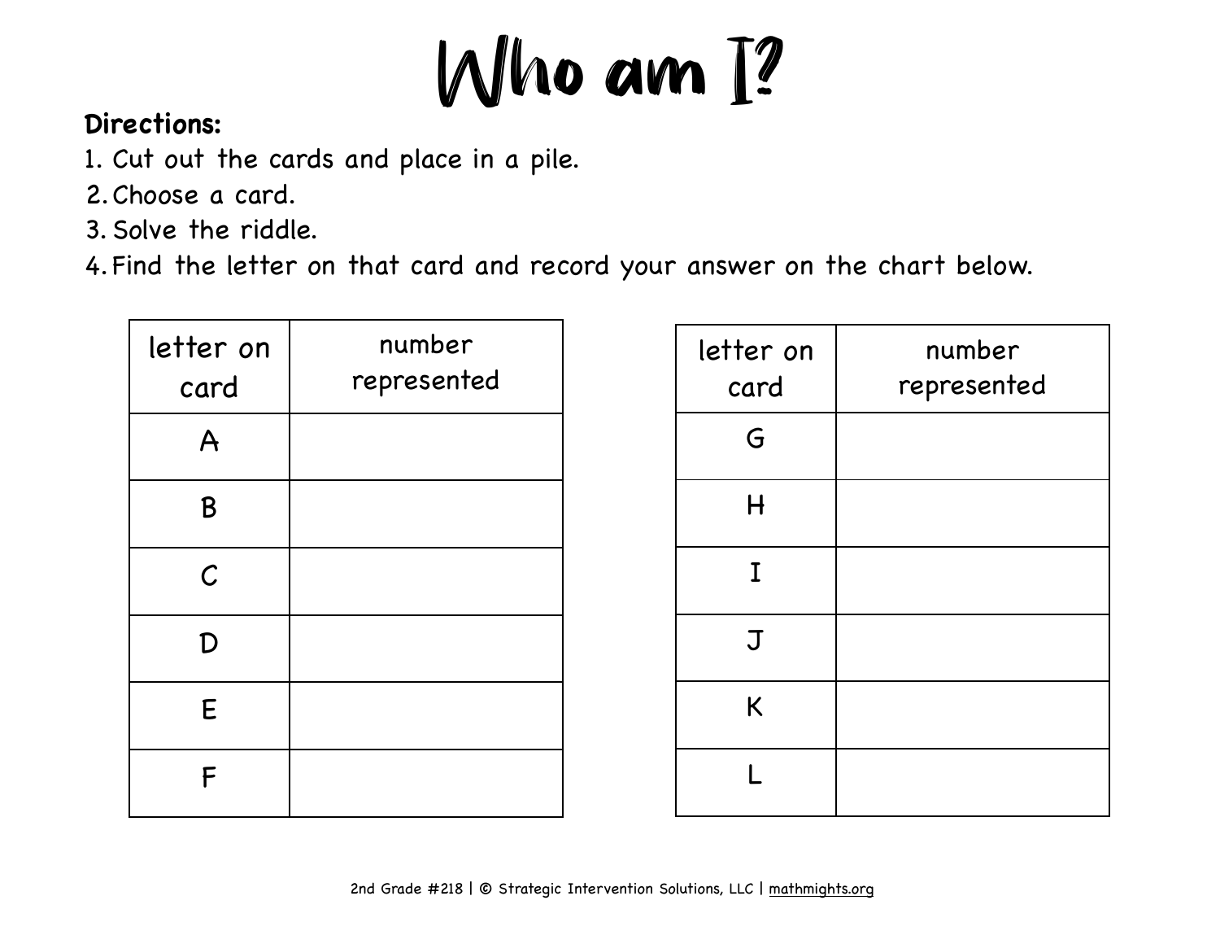# Who am I?

**Directions:**

1. Cut out the cards and place in a pile.
2. Choose a card.
3. Solve the riddle.
4. Find the letter on that card and record your answer on the chart below.

| letter on card | number represented |
|---|---|
| A | |
| B | |
| C | |
| D | |
| E | |
| F | |

| letter on card | number represented |
|---|---|
| G | |
| H | |
| I | |
| J | |
| K | |
| L | |

2nd Grade #218 | © Strategic Intervention Solutions, LLC | mathmights.org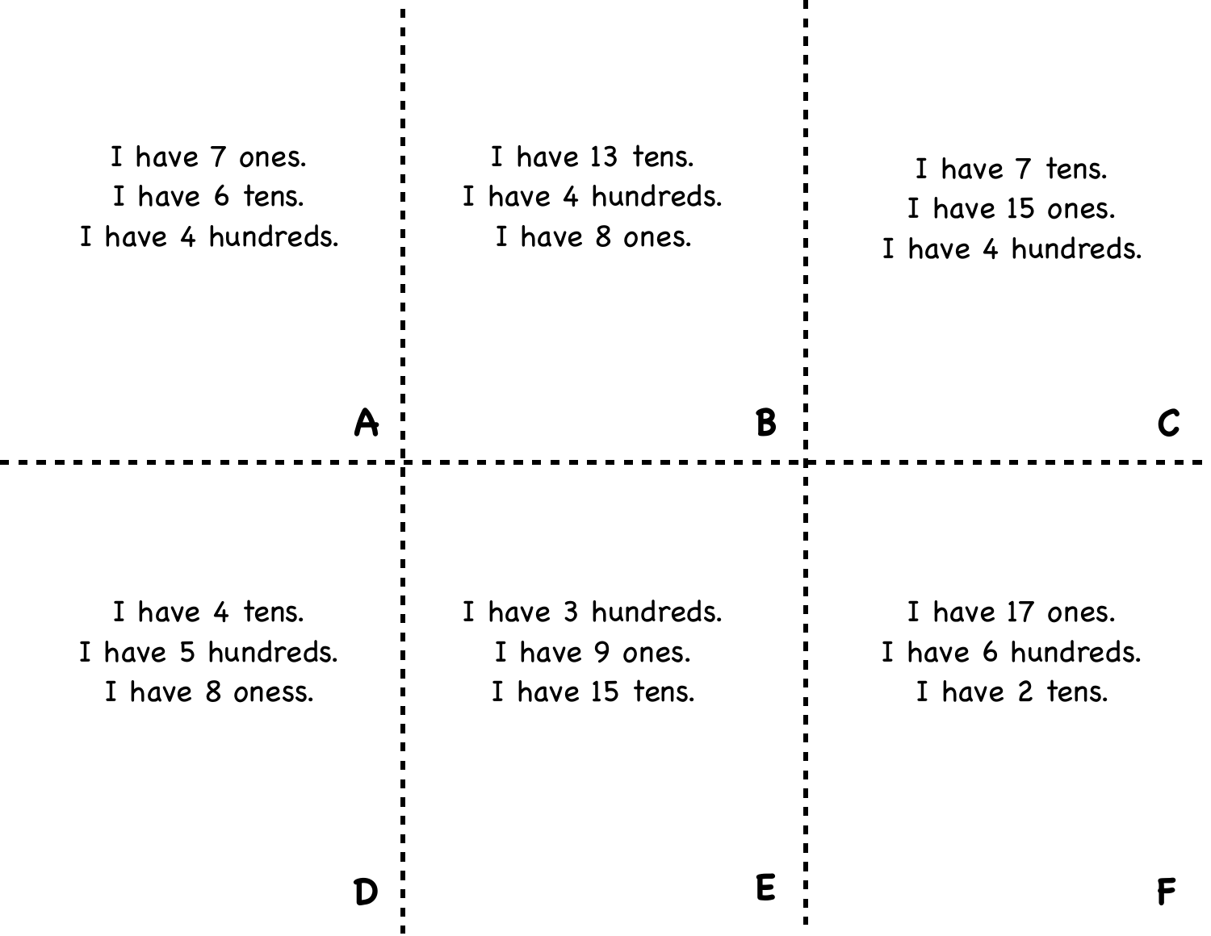I have 7 ones.
I have 6 tens.
I have 4 hundreds.

**A**

I have 13 tens.
I have 4 hundreds.
I have 8 ones.

**B**

I have 7 tens.
I have 15 ones.
I have 4 hundreds.

**C**

I have 4 tens.
I have 5 hundreds.
I have 8 oness.

**D**

I have 3 hundreds.
I have 9 ones.
I have 15 tens.

**E**

I have 17 ones.
I have 6 hundreds.
I have 2 tens.

**F**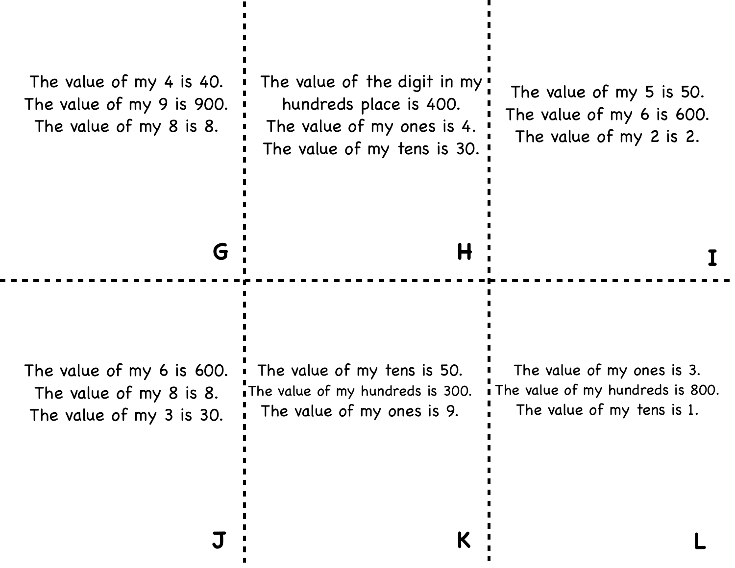The value of my 4 is 40.
The value of my 9 is 900.
The value of my 8 is 8.

**G**

The value of the digit in my hundreds place is 400.
The value of my ones is 4.
The value of my tens is 30.

**H**

The value of my 5 is 50.
The value of my 6 is 600.
The value of my 2 is 2.

**I**

The value of my 6 is 600.
The value of my 8 is 8.
The value of my 3 is 30.

**J**

The value of my tens is 50.
The value of my hundreds is 300.
The value of my ones is 9.

**K**

The value of my ones is 3.
The value of my hundreds is 800.
The value of my tens is 1.

**L**